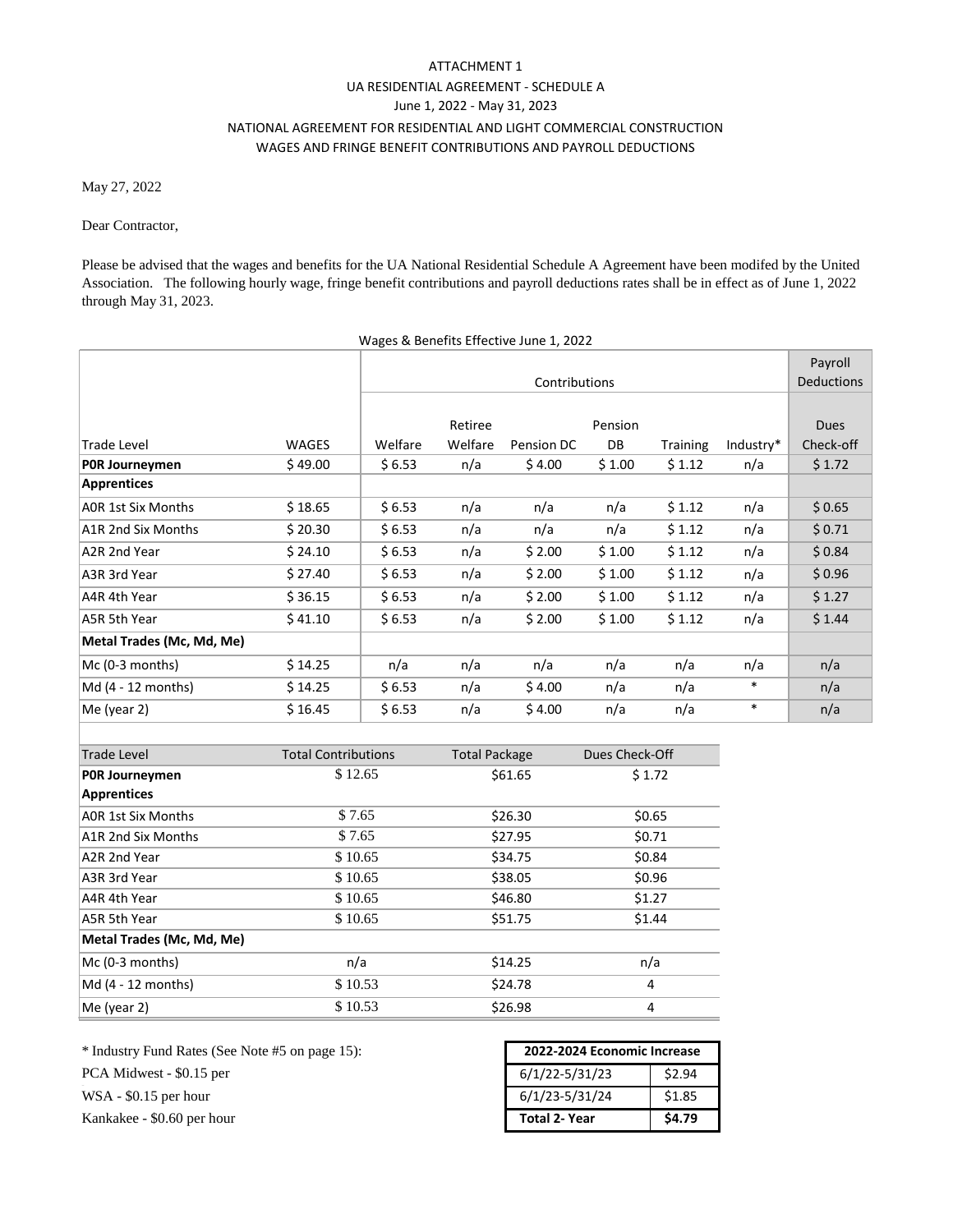ATTACHMENT 1

UA RESIDENTIAL AGREEMENT - SCHEDULE A

June 1, 2022 - May 31, 2023

NATIONAL AGREEMENT FOR RESIDENTIAL AND LIGHT COMMERCIAL CONSTRUCTION

WAGES AND FRINGE BENEFIT CONTRIBUTIONS AND PAYROLL DEDUCTIONS

May 27, 2022

Dear Contractor,

Please be advised that the wages and benefits for the UA National Residential Schedule A Agreement have been modifed by the United Association. The following hourly wage, fringe benefit contributions and payroll deductions rates shall be in effect as of June 1, 2022 through May 31, 2023.

Wages & Benefits Effective June 1, 2022

| | | Contributions | | | | | | Payroll Deductions |
|---|---|---|---|---|---|---|---|---|
| Trade Level | WAGES | Welfare | Retiree Welfare | Pension DC | Pension DB | Training | Industry* | Dues Check-off |
| **P0R Journeymen** | $ 49.00 | $ 6.53 | n/a | $ 4.00 | $ 1.00 | $ 1.12 | n/a | $ 1.72 |
| **Apprentices** | | | | | | | | |
| A0R 1st Six Months | $ 18.65 | $ 6.53 | n/a | n/a | n/a | $ 1.12 | n/a | $ 0.65 |
| A1R 2nd Six Months | $ 20.30 | $ 6.53 | n/a | n/a | n/a | $ 1.12 | n/a | $ 0.71 |
| A2R 2nd Year | $ 24.10 | $ 6.53 | n/a | $ 2.00 | $ 1.00 | $ 1.12 | n/a | $ 0.84 |
| A3R 3rd Year | $ 27.40 | $ 6.53 | n/a | $ 2.00 | $ 1.00 | $ 1.12 | n/a | $ 0.96 |
| A4R 4th Year | $ 36.15 | $ 6.53 | n/a | $ 2.00 | $ 1.00 | $ 1.12 | n/a | $ 1.27 |
| A5R 5th Year | $ 41.10 | $ 6.53 | n/a | $ 2.00 | $ 1.00 | $ 1.12 | n/a | $ 1.44 |
| **Metal Trades (Mc, Md, Me)** | | | | | | | | |
| Mc (0-3 months) | $ 14.25 | n/a | n/a | n/a | n/a | n/a | n/a | n/a |
| Md (4 - 12 months) | $ 14.25 | $ 6.53 | n/a | $ 4.00 | n/a | n/a | * | n/a |
| Me (year 2) | $ 16.45 | $ 6.53 | n/a | $ 4.00 | n/a | n/a | * | n/a |

| Trade Level | Total Contributions | Total Package | Dues Check-Off |
|---|---|---|---|
| **P0R Journeymen** | $ 12.65 | $61.65 | $ 1.72 |
| **Apprentices** | | | |
| A0R 1st Six Months | $ 7.65 | $26.30 | $0.65 |
| A1R 2nd Six Months | $ 7.65 | $27.95 | $0.71 |
| A2R 2nd Year | $ 10.65 | $34.75 | $0.84 |
| A3R 3rd Year | $ 10.65 | $38.05 | $0.96 |
| A4R 4th Year | $ 10.65 | $46.80 | $1.27 |
| A5R 5th Year | $ 10.65 | $51.75 | $1.44 |
| **Metal Trades (Mc, Md, Me)** | | | |
| Mc (0-3 months) | n/a | $14.25 | n/a |
| Md (4 - 12 months) | $ 10.53 | $24.78 | 4 |
| Me (year 2) | $ 10.53 | $26.98 | 4 |

\* Industry Fund Rates (See Note #5 on page 15):

PCA Midwest - $0.15 per

WSA - $0.15 per hour

Kankakee - $0.60 per hour

| 2022-2024 Economic Increase | |
|---|---|
| 6/1/22-5/31/23 | $2.94 |
| 6/1/23-5/31/24 | $1.85 |
| **Total 2- Year** | **$4.79** |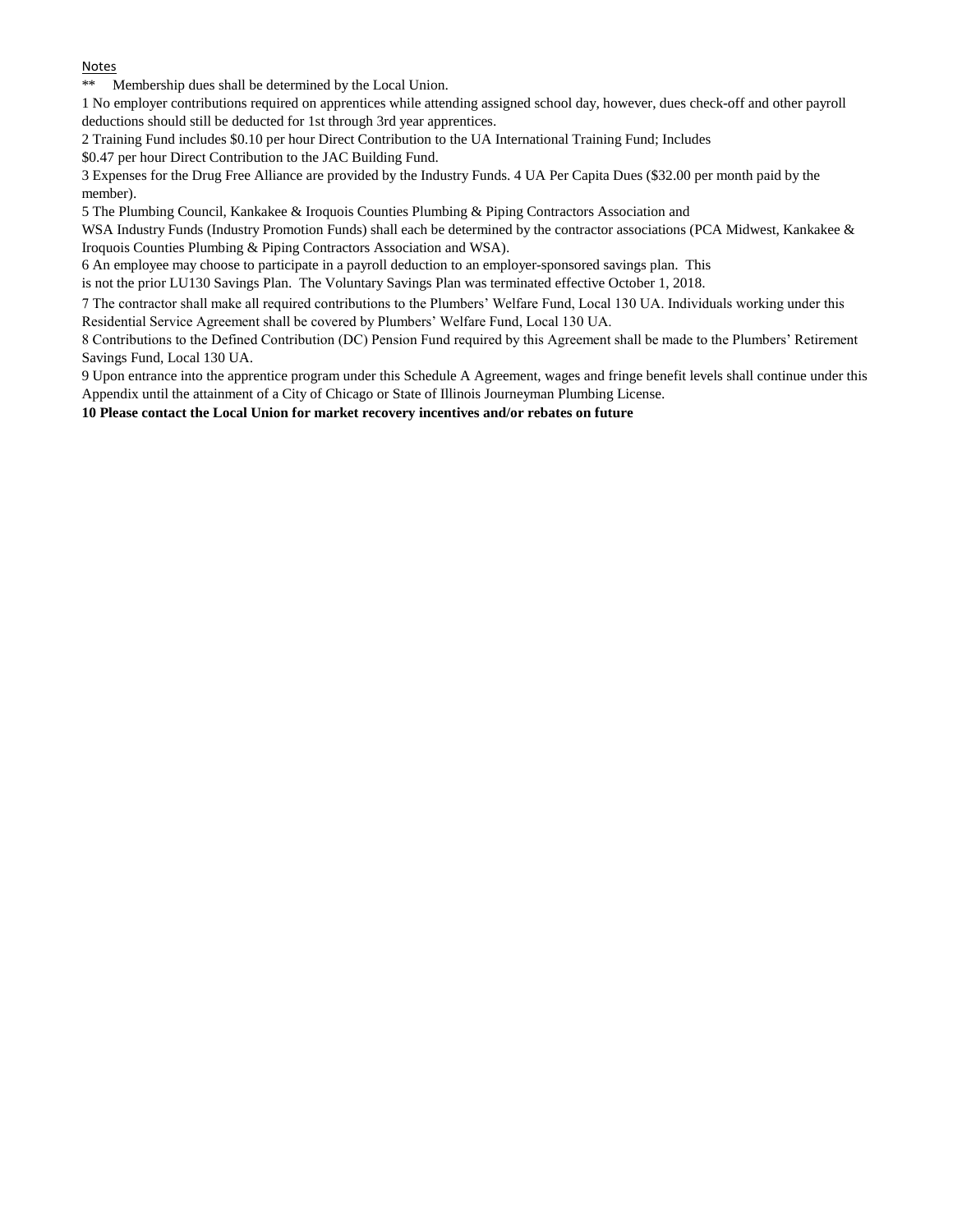Notes

** Membership dues shall be determined by the Local Union.

1 No employer contributions required on apprentices while attending assigned school day, however, dues check-off and other payroll deductions should still be deducted for 1st through 3rd year apprentices.

2 Training Fund includes $0.10 per hour Direct Contribution to the UA International Training Fund; Includes $0.47 per hour Direct Contribution to the JAC Building Fund.

3 Expenses for the Drug Free Alliance are provided by the Industry Funds. 4 UA Per Capita Dues ($32.00 per month paid by the member).

5 The Plumbing Council, Kankakee & Iroquois Counties Plumbing & Piping Contractors Association and WSA Industry Funds (Industry Promotion Funds) shall each be determined by the contractor associations (PCA Midwest, Kankakee & Iroquois Counties Plumbing & Piping Contractors Association and WSA).

6 An employee may choose to participate in a payroll deduction to an employer-sponsored savings plan. This is not the prior LU130 Savings Plan. The Voluntary Savings Plan was terminated effective October 1, 2018.

7 The contractor shall make all required contributions to the Plumbers' Welfare Fund, Local 130 UA. Individuals working under this Residential Service Agreement shall be covered by Plumbers' Welfare Fund, Local 130 UA.

8 Contributions to the Defined Contribution (DC) Pension Fund required by this Agreement shall be made to the Plumbers' Retirement Savings Fund, Local 130 UA.

9 Upon entrance into the apprentice program under this Schedule A Agreement, wages and fringe benefit levels shall continue under this Appendix until the attainment of a City of Chicago or State of Illinois Journeyman Plumbing License.

**10 Please contact the Local Union for market recovery incentives and/or rebates on future**